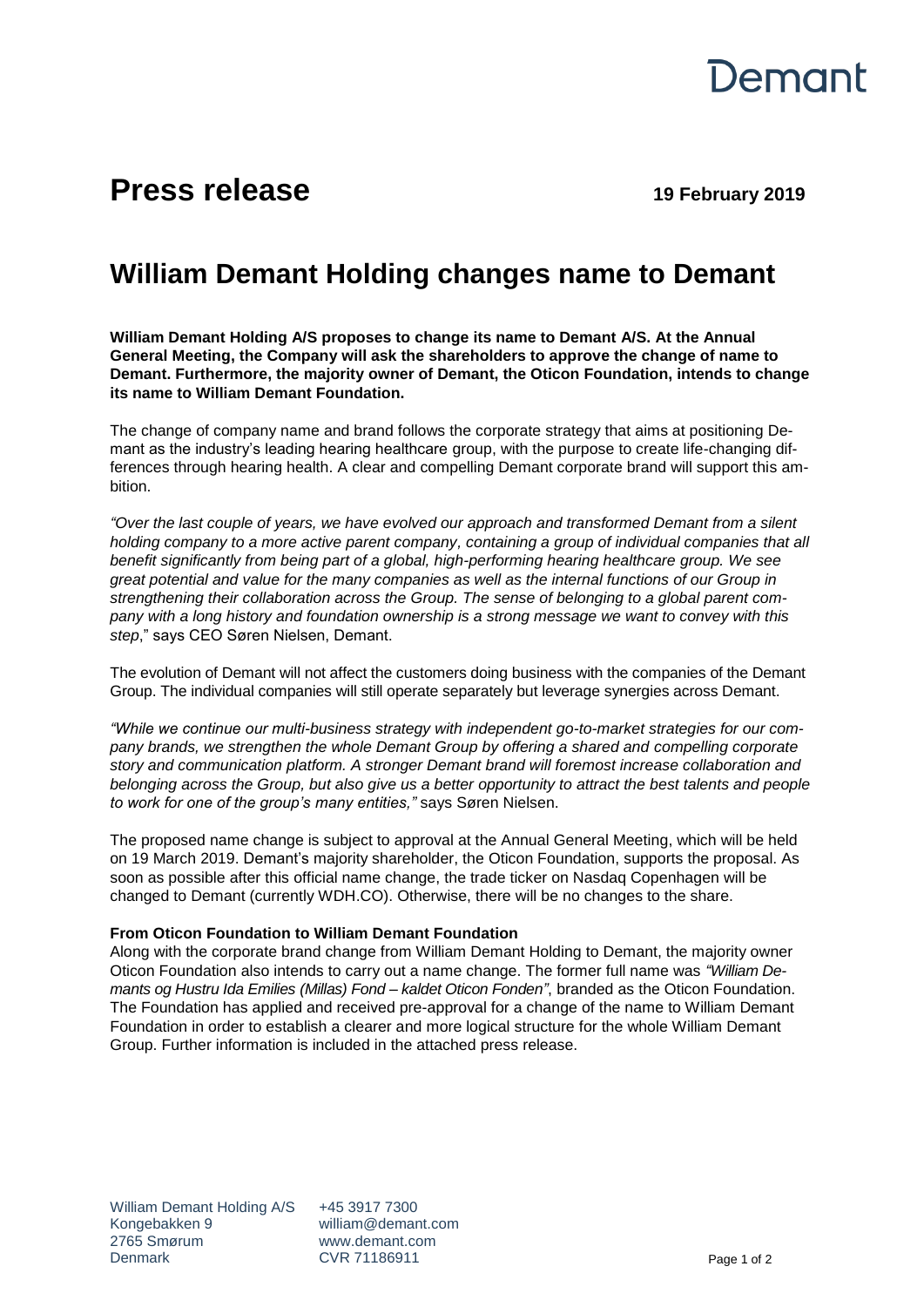Demant

# Press release

**19 February 2019**

## William Demant Holding changes name to Demant

**William Demant Holding A/S proposes to change its name to Demant A/S. At the Annual General Meeting, the Company will ask the shareholders to approve the change of name to Demant. Furthermore, the majority owner of Demant, the Oticon Foundation, intends to change its name to William Demant Foundation.**

The change of company name and brand follows the corporate strategy that aims at positioning Demant as the industry's leading hearing healthcare group, with the purpose to create life-changing differences through hearing health. A clear and compelling Demant corporate brand will support this ambition.

*"Over the last couple of years, we have evolved our approach and transformed Demant from a silent holding company to a more active parent company, containing a group of individual companies that all benefit significantly from being part of a global, high-performing hearing healthcare group. We see great potential and value for the many companies as well as the internal functions of our Group in strengthening their collaboration across the Group. The sense of belonging to a global parent company with a long history and foundation ownership is a strong message we want to convey with this step*," says CEO Søren Nielsen, Demant.

The evolution of Demant will not affect the customers doing business with the companies of the Demant Group. The individual companies will still operate separately but leverage synergies across Demant.

*"While we continue our multi-business strategy with independent go-to-market strategies for our company brands, we strengthen the whole Demant Group by offering a shared and compelling corporate story and communication platform. A stronger Demant brand will foremost increase collaboration and belonging across the Group, but also give us a better opportunity to attract the best talents and people to work for one of the group's many entities,"* says Søren Nielsen.

The proposed name change is subject to approval at the Annual General Meeting, which will be held on 19 March 2019. Demant's majority shareholder, the Oticon Foundation, supports the proposal. As soon as possible after this official name change, the trade ticker on Nasdaq Copenhagen will be changed to Demant (currently WDH.CO). Otherwise, there will be no changes to the share.

**From Oticon Foundation to William Demant Foundation**

Along with the corporate brand change from William Demant Holding to Demant, the majority owner Oticon Foundation also intends to carry out a name change. The former full name was *"William Demants og Hustru Ida Emilies (Millas) Fond – kaldet Oticon Fonden"*, branded as the Oticon Foundation. The Foundation has applied and received pre-approval for a change of the name to William Demant Foundation in order to establish a clearer and more logical structure for the whole William Demant Group. Further information is included in the attached press release.

William Demant Holding A/S
Kongebakken 9
2765 Smørum
Denmark

+45 3917 7300
william@demant.com
www.demant.com
CVR 71186911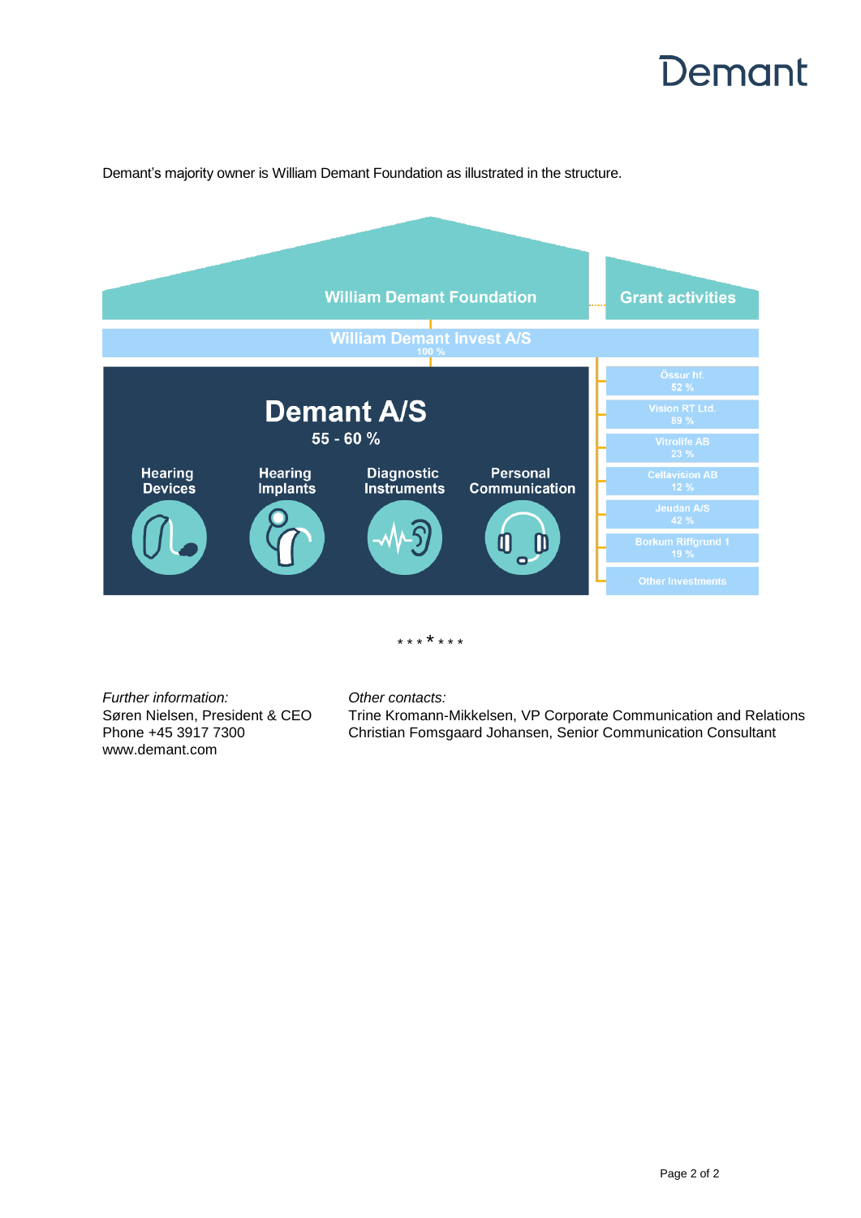Demant’s majority owner is William Demant Foundation as illustrated in the structure.

William Demant Foundation

Grant activities

William Demant Invest A/S

100 %

Demant A/S

55 - 60 %

Hearing Devices

Hearing Implants

Diagnostic Instruments

Personal Communication

Össur hf.
52 %

Vision RT Ltd.
89 %

Vitrolife AB
23 %

Cellavision AB
12 %

Jeudan A/S
42 %

Borkum Riffgrund 1
19 %

Other Investments

\*\*\*\*\*\*\*

*Further information:*
Søren Nielsen, President & CEO
Phone +45 3917 7300
www.demant.com

*Other contacts:*
Trine Kromann-Mikkelsen, VP Corporate Communication and Relations
Christian Fomsgaard Johansen, Senior Communication Consultant